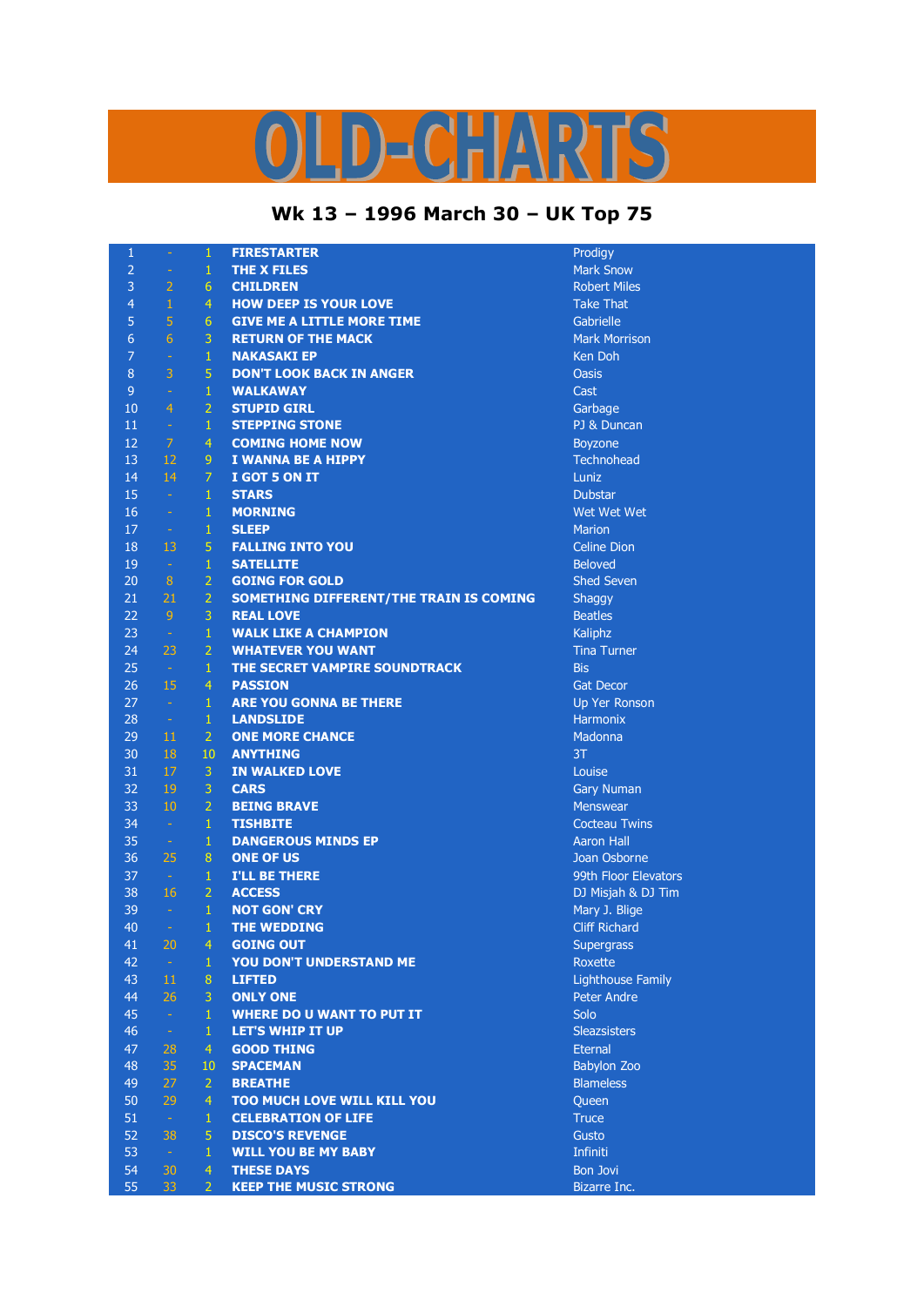# OLD-CHARTS

## Wk 13 – 1996 March 30 – UK Top 75

| | | | | |
|---|---|---|---|---|
| 1 | - | 1 | FIRESTARTER | Prodigy |
| 2 | - | 1 | THE X FILES | Mark Snow |
| 3 | 2 | 6 | CHILDREN | Robert Miles |
| 4 | 1 | 4 | HOW DEEP IS YOUR LOVE | Take That |
| 5 | 5 | 6 | GIVE ME A LITTLE MORE TIME | Gabrielle |
| 6 | 6 | 3 | RETURN OF THE MACK | Mark Morrison |
| 7 | - | 1 | NAKASAKI EP | Ken Doh |
| 8 | 3 | 5 | DON'T LOOK BACK IN ANGER | Oasis |
| 9 | - | 1 | WALKAWAY | Cast |
| 10 | 4 | 2 | STUPID GIRL | Garbage |
| 11 | - | 1 | STEPPING STONE | PJ & Duncan |
| 12 | 7 | 4 | COMING HOME NOW | Boyzone |
| 13 | 12 | 9 | I WANNA BE A HIPPY | Technohead |
| 14 | 14 | 7 | I GOT 5 ON IT | Luniz |
| 15 | - | 1 | STARS | Dubstar |
| 16 | - | 1 | MORNING | Wet Wet Wet |
| 17 | - | 1 | SLEEP | Marion |
| 18 | 13 | 5 | FALLING INTO YOU | Celine Dion |
| 19 | - | 1 | SATELLITE | Beloved |
| 20 | 8 | 2 | GOING FOR GOLD | Shed Seven |
| 21 | 21 | 2 | SOMETHING DIFFERENT/THE TRAIN IS COMING | Shaggy |
| 22 | 9 | 3 | REAL LOVE | Beatles |
| 23 | - | 1 | WALK LIKE A CHAMPION | Kaliphz |
| 24 | 23 | 2 | WHATEVER YOU WANT | Tina Turner |
| 25 | - | 1 | THE SECRET VAMPIRE SOUNDTRACK | Bis |
| 26 | 15 | 4 | PASSION | Gat Decor |
| 27 | - | 1 | ARE YOU GONNA BE THERE | Up Yer Ronson |
| 28 | - | 1 | LANDSLIDE | Harmonix |
| 29 | 11 | 2 | ONE MORE CHANCE | Madonna |
| 30 | 18 | 10 | ANYTHING | 3T |
| 31 | 17 | 3 | IN WALKED LOVE | Louise |
| 32 | 19 | 3 | CARS | Gary Numan |
| 33 | 10 | 2 | BEING BRAVE | Menswear |
| 34 | - | 1 | TISHBITE | Cocteau Twins |
| 35 | - | 1 | DANGEROUS MINDS EP | Aaron Hall |
| 36 | 25 | 8 | ONE OF US | Joan Osborne |
| 37 | - | 1 | I'LL BE THERE | 99th Floor Elevators |
| 38 | 16 | 2 | ACCESS | DJ Misjah & DJ Tim |
| 39 | - | 1 | NOT GON' CRY | Mary J. Blige |
| 40 | - | 1 | THE WEDDING | Cliff Richard |
| 41 | 20 | 4 | GOING OUT | Supergrass |
| 42 | - | 1 | YOU DON'T UNDERSTAND ME | Roxette |
| 43 | 11 | 8 | LIFTED | Lighthouse Family |
| 44 | 26 | 3 | ONLY ONE | Peter Andre |
| 45 | - | 1 | WHERE DO U WANT TO PUT IT | Solo |
| 46 | - | 1 | LET'S WHIP IT UP | Sleazsisters |
| 47 | 28 | 4 | GOOD THING | Eternal |
| 48 | 35 | 10 | SPACEMAN | Babylon Zoo |
| 49 | 27 | 2 | BREATHE | Blameless |
| 50 | 29 | 4 | TOO MUCH LOVE WILL KILL YOU | Queen |
| 51 | - | 1 | CELEBRATION OF LIFE | Truce |
| 52 | 38 | 5 | DISCO'S REVENGE | Gusto |
| 53 | - | 1 | WILL YOU BE MY BABY | Infiniti |
| 54 | 30 | 4 | THESE DAYS | Bon Jovi |
| 55 | 33 | 2 | KEEP THE MUSIC STRONG | Bizarre Inc. |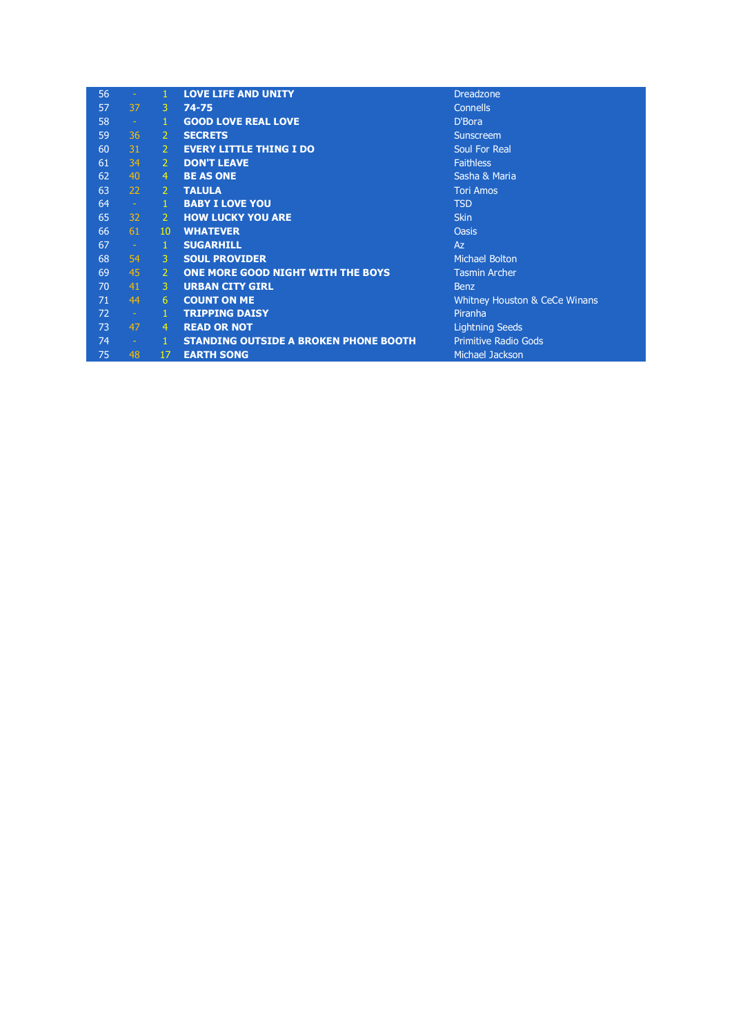| | | | | |
|---|---|---|---|---|
| 56 | - | 1 | LOVE LIFE AND UNITY | Dreadzone |
| 57 | 37 | 3 | 74-75 | Connells |
| 58 | - | 1 | GOOD LOVE REAL LOVE | D'Bora |
| 59 | 36 | 2 | SECRETS | Sunscreem |
| 60 | 31 | 2 | EVERY LITTLE THING I DO | Soul For Real |
| 61 | 34 | 2 | DON'T LEAVE | Faithless |
| 62 | 40 | 4 | BE AS ONE | Sasha & Maria |
| 63 | 22 | 2 | TALULA | Tori Amos |
| 64 | - | 1 | BABY I LOVE YOU | TSD |
| 65 | 32 | 2 | HOW LUCKY YOU ARE | Skin |
| 66 | 61 | 10 | WHATEVER | Oasis |
| 67 | - | 1 | SUGARHILL | Az |
| 68 | 54 | 3 | SOUL PROVIDER | Michael Bolton |
| 69 | 45 | 2 | ONE MORE GOOD NIGHT WITH THE BOYS | Tasmin Archer |
| 70 | 41 | 3 | URBAN CITY GIRL | Benz |
| 71 | 44 | 6 | COUNT ON ME | Whitney Houston & CeCe Winans |
| 72 | - | 1 | TRIPPING DAISY | Piranha |
| 73 | 47 | 4 | READ OR NOT | Lightning Seeds |
| 74 | - | 1 | STANDING OUTSIDE A BROKEN PHONE BOOTH | Primitive Radio Gods |
| 75 | 48 | 17 | EARTH SONG | Michael Jackson |